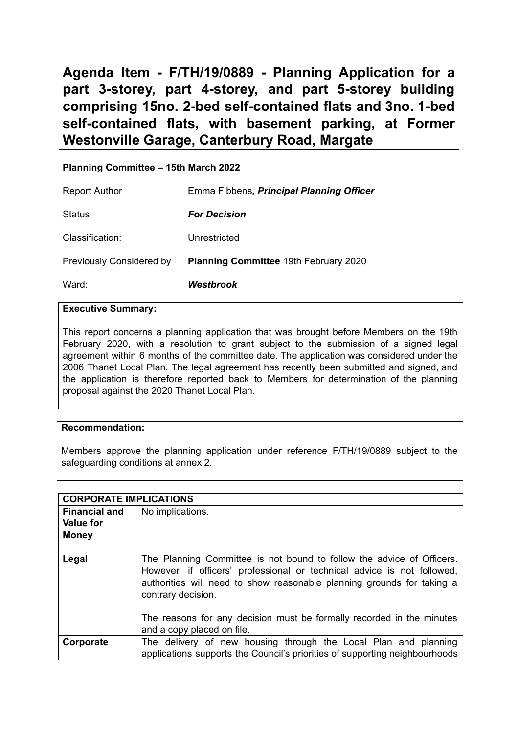# Agenda Item - F/TH/19/0889 - Planning Application for a part 3-storey, part 4-storey, and part 5-storey building comprising 15no. 2-bed self-contained flats and 3no. 1-bed self-contained flats, with basement parking, at Former Westonville Garage, Canterbury Road, Margate

**Planning Committee – 15th March 2022**

| | |
|---|---|
| Report Author | Emma Fibbens, ***Principal Planning Officer*** |
| Status | ***For Decision*** |
| Classification: | Unrestricted |
| Previously Considered by | **Planning Committee** 19th February 2020 |
| Ward: | ***Westbrook*** |

**Executive Summary:**

This report concerns a planning application that was brought before Members on the 19th February 2020, with a resolution to grant subject to the submission of a signed legal agreement within 6 months of the committee date. The application was considered under the 2006 Thanet Local Plan. The legal agreement has recently been submitted and signed, and the application is therefore reported back to Members for determination of the planning proposal against the 2020 Thanet Local Plan.

**Recommendation:**

Members approve the planning application under reference F/TH/19/0889 subject to the safeguarding conditions at annex 2.

| **CORPORATE IMPLICATIONS** | |
|---|---|
| **Financial and Value for Money** | No implications. |
| **Legal** | The Planning Committee is not bound to follow the advice of Officers. However, if officers' professional or technical advice is not followed, authorities will need to show reasonable planning grounds for taking a contrary decision.<br><br>The reasons for any decision must be formally recorded in the minutes and a copy placed on file. |
| **Corporate** | The delivery of new housing through the Local Plan and planning applications supports the Council's priorities of supporting neighbourhoods |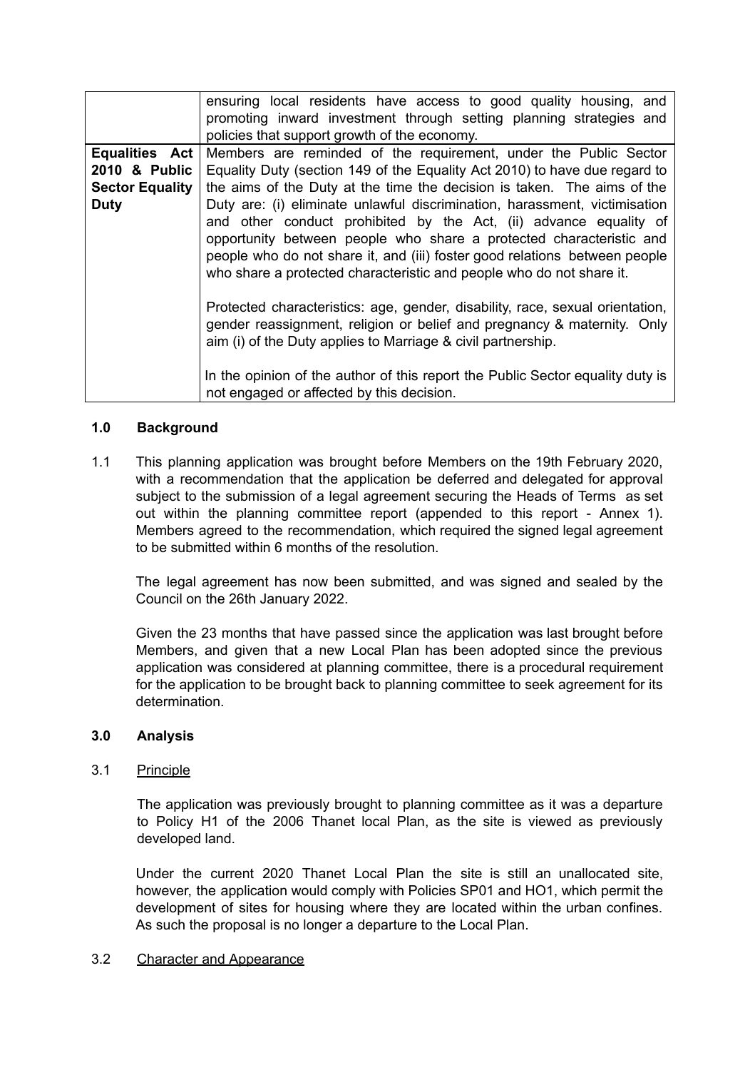| | |
|---|---|
| | ensuring local residents have access to good quality housing, and promoting inward investment through setting planning strategies and policies that support growth of the economy. |
| **Equalities Act 2010 & Public Sector Equality Duty** | Members are reminded of the requirement, under the Public Sector Equality Duty (section 149 of the Equality Act 2010) to have due regard to the aims of the Duty at the time the decision is taken. The aims of the Duty are: (i) eliminate unlawful discrimination, harassment, victimisation and other conduct prohibited by the Act, (ii) advance equality of opportunity between people who share a protected characteristic and people who do not share it, and (iii) foster good relations between people who share a protected characteristic and people who do not share it.<br><br>Protected characteristics: age, gender, disability, race, sexual orientation, gender reassignment, religion or belief and pregnancy & maternity. Only aim (i) of the Duty applies to Marriage & civil partnership.<br><br>In the opinion of the author of this report the Public Sector equality duty is not engaged or affected by this decision. |

## 1.0 Background

1.1 This planning application was brought before Members on the 19th February 2020, with a recommendation that the application be deferred and delegated for approval subject to the submission of a legal agreement securing the Heads of Terms as set out within the planning committee report (appended to this report - Annex 1). Members agreed to the recommendation, which required the signed legal agreement to be submitted within 6 months of the resolution.

The legal agreement has now been submitted, and was signed and sealed by the Council on the 26th January 2022.

Given the 23 months that have passed since the application was last brought before Members, and given that a new Local Plan has been adopted since the previous application was considered at planning committee, there is a procedural requirement for the application to be brought back to planning committee to seek agreement for its determination.

## 3.0 Analysis

3.1 Principle

The application was previously brought to planning committee as it was a departure to Policy H1 of the 2006 Thanet local Plan, as the site is viewed as previously developed land.

Under the current 2020 Thanet Local Plan the site is still an unallocated site, however, the application would comply with Policies SP01 and HO1, which permit the development of sites for housing where they are located within the urban confines. As such the proposal is no longer a departure to the Local Plan.

3.2 Character and Appearance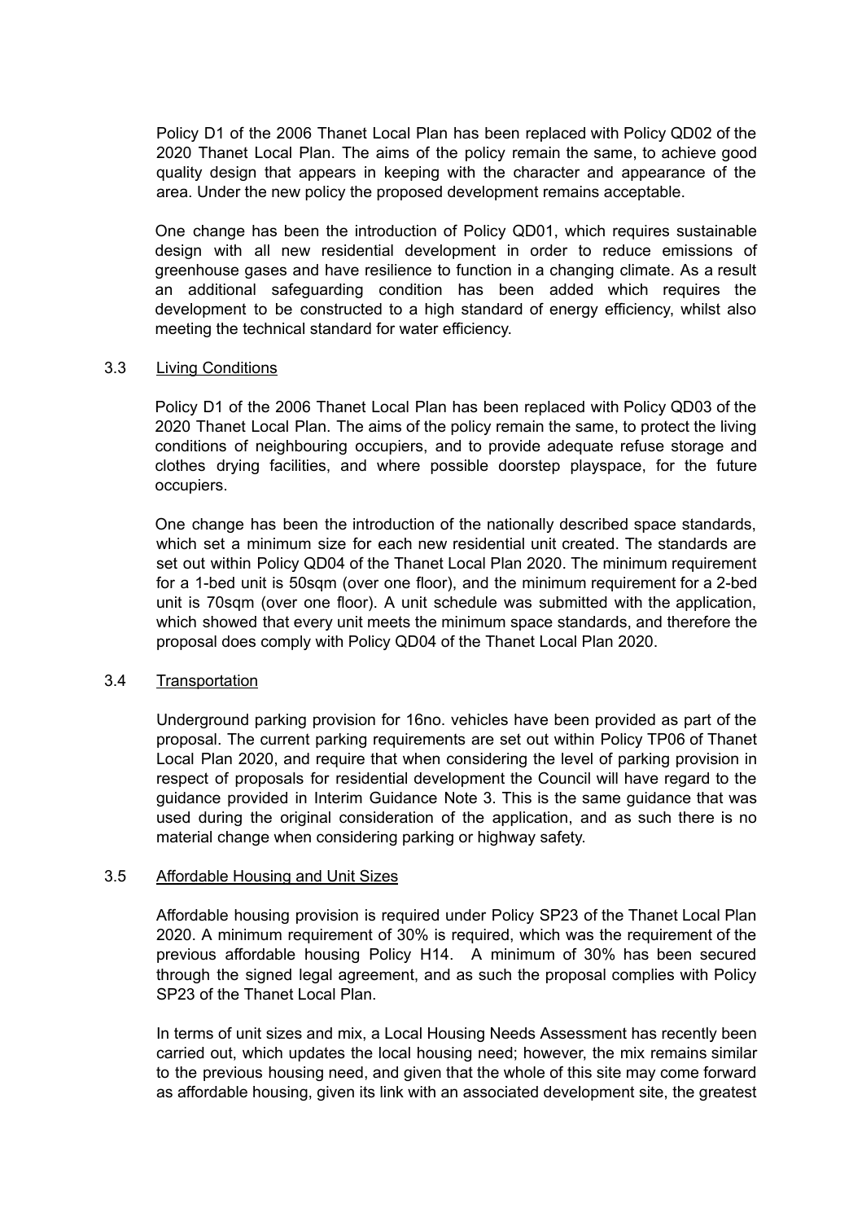Policy D1 of the 2006 Thanet Local Plan has been replaced with Policy QD02 of the 2020 Thanet Local Plan. The aims of the policy remain the same, to achieve good quality design that appears in keeping with the character and appearance of the area. Under the new policy the proposed development remains acceptable.

One change has been the introduction of Policy QD01, which requires sustainable design with all new residential development in order to reduce emissions of greenhouse gases and have resilience to function in a changing climate. As a result an additional safeguarding condition has been added which requires the development to be constructed to a high standard of energy efficiency, whilst also meeting the technical standard for water efficiency.

### 3.3 Living Conditions

Policy D1 of the 2006 Thanet Local Plan has been replaced with Policy QD03 of the 2020 Thanet Local Plan. The aims of the policy remain the same, to protect the living conditions of neighbouring occupiers, and to provide adequate refuse storage and clothes drying facilities, and where possible doorstep playspace, for the future occupiers.

One change has been the introduction of the nationally described space standards, which set a minimum size for each new residential unit created. The standards are set out within Policy QD04 of the Thanet Local Plan 2020. The minimum requirement for a 1-bed unit is 50sqm (over one floor), and the minimum requirement for a 2-bed unit is 70sqm (over one floor). A unit schedule was submitted with the application, which showed that every unit meets the minimum space standards, and therefore the proposal does comply with Policy QD04 of the Thanet Local Plan 2020.

### 3.4 Transportation

Underground parking provision for 16no. vehicles have been provided as part of the proposal. The current parking requirements are set out within Policy TP06 of Thanet Local Plan 2020, and require that when considering the level of parking provision in respect of proposals for residential development the Council will have regard to the guidance provided in Interim Guidance Note 3. This is the same guidance that was used during the original consideration of the application, and as such there is no material change when considering parking or highway safety.

### 3.5 Affordable Housing and Unit Sizes

Affordable housing provision is required under Policy SP23 of the Thanet Local Plan 2020. A minimum requirement of 30% is required, which was the requirement of the previous affordable housing Policy H14. A minimum of 30% has been secured through the signed legal agreement, and as such the proposal complies with Policy SP23 of the Thanet Local Plan.

In terms of unit sizes and mix, a Local Housing Needs Assessment has recently been carried out, which updates the local housing need; however, the mix remains similar to the previous housing need, and given that the whole of this site may come forward as affordable housing, given its link with an associated development site, the greatest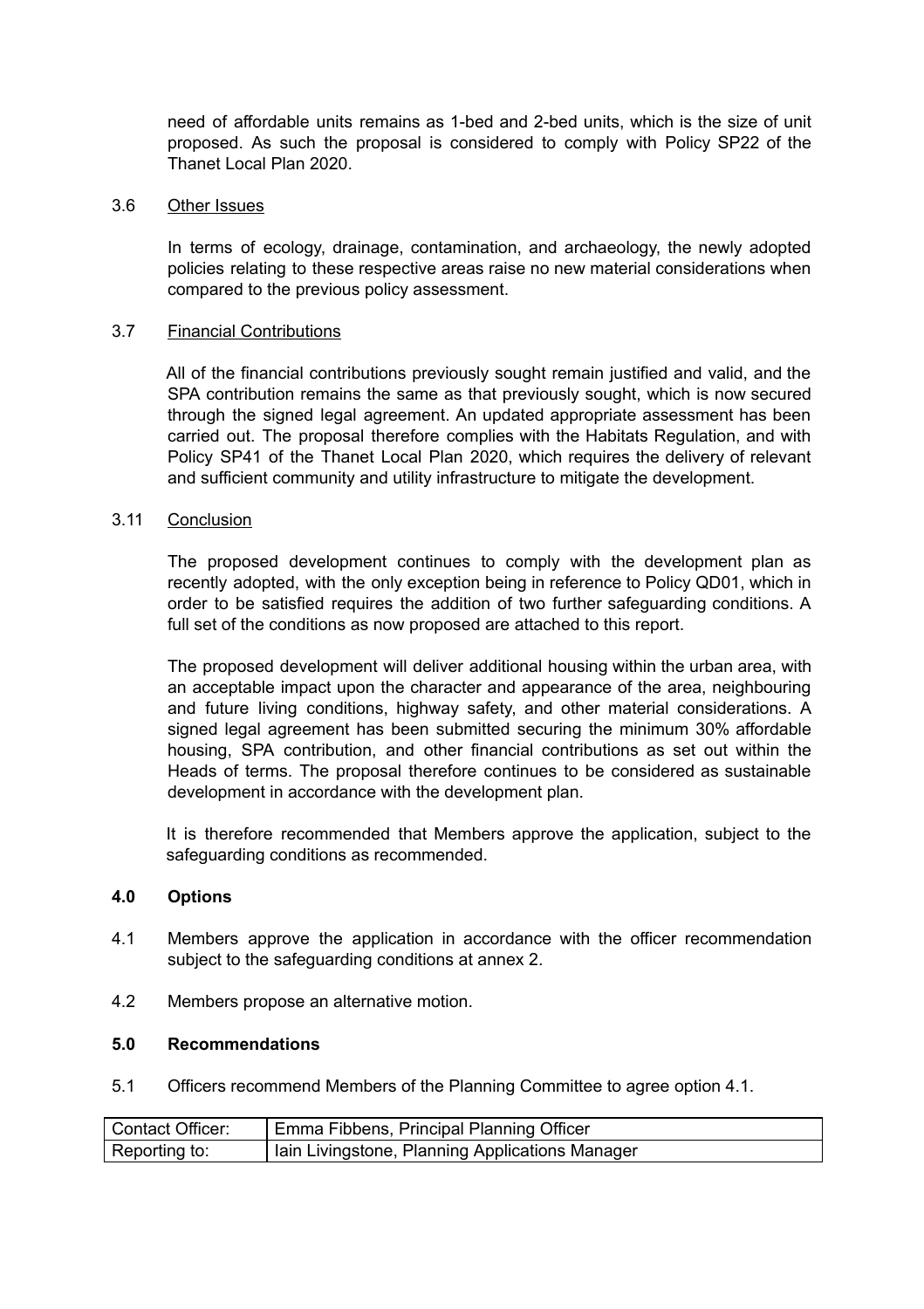need of affordable units remains as 1-bed and 2-bed units, which is the size of unit proposed. As such the proposal is considered to comply with Policy SP22 of the Thanet Local Plan 2020.

3.6 Other Issues

In terms of ecology, drainage, contamination, and archaeology, the newly adopted policies relating to these respective areas raise no new material considerations when compared to the previous policy assessment.

3.7 Financial Contributions

All of the financial contributions previously sought remain justified and valid, and the SPA contribution remains the same as that previously sought, which is now secured through the signed legal agreement. An updated appropriate assessment has been carried out. The proposal therefore complies with the Habitats Regulation, and with Policy SP41 of the Thanet Local Plan 2020, which requires the delivery of relevant and sufficient community and utility infrastructure to mitigate the development.

3.11 Conclusion

The proposed development continues to comply with the development plan as recently adopted, with the only exception being in reference to Policy QD01, which in order to be satisfied requires the addition of two further safeguarding conditions. A full set of the conditions as now proposed are attached to this report.

The proposed development will deliver additional housing within the urban area, with an acceptable impact upon the character and appearance of the area, neighbouring and future living conditions, highway safety, and other material considerations. A signed legal agreement has been submitted securing the minimum 30% affordable housing, SPA contribution, and other financial contributions as set out within the Heads of terms. The proposal therefore continues to be considered as sustainable development in accordance with the development plan.

It is therefore recommended that Members approve the application, subject to the safeguarding conditions as recommended.

## 4.0 Options

4.1 Members approve the application in accordance with the officer recommendation subject to the safeguarding conditions at annex 2.

4.2 Members propose an alternative motion.

## 5.0 Recommendations

5.1 Officers recommend Members of the Planning Committee to agree option 4.1.

| Contact Officer: | Emma Fibbens, Principal Planning Officer |
|---|---|
| Reporting to: | Iain Livingstone, Planning Applications Manager |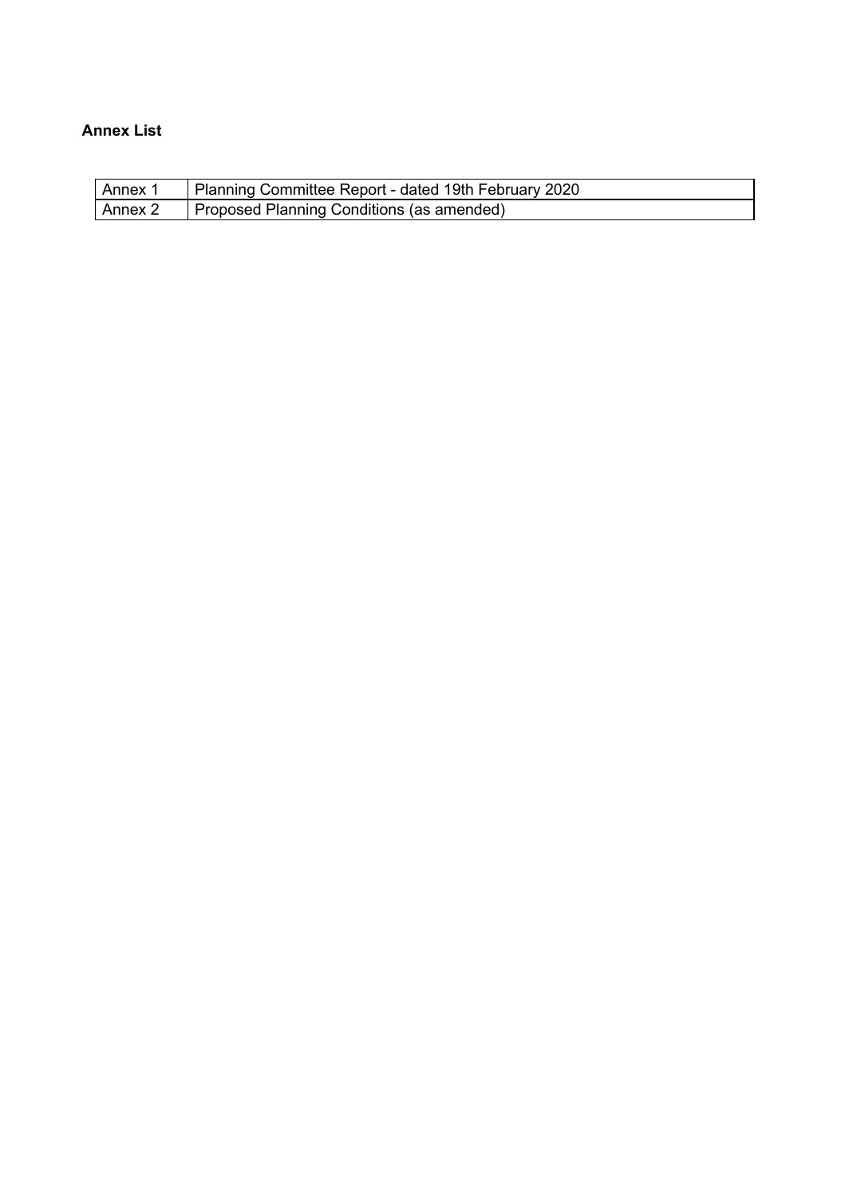**Annex List**

| | |
|---|---|
| Annex 1 | Planning Committee Report - dated 19th February 2020 |
| Annex 2 | Proposed Planning Conditions (as amended) |